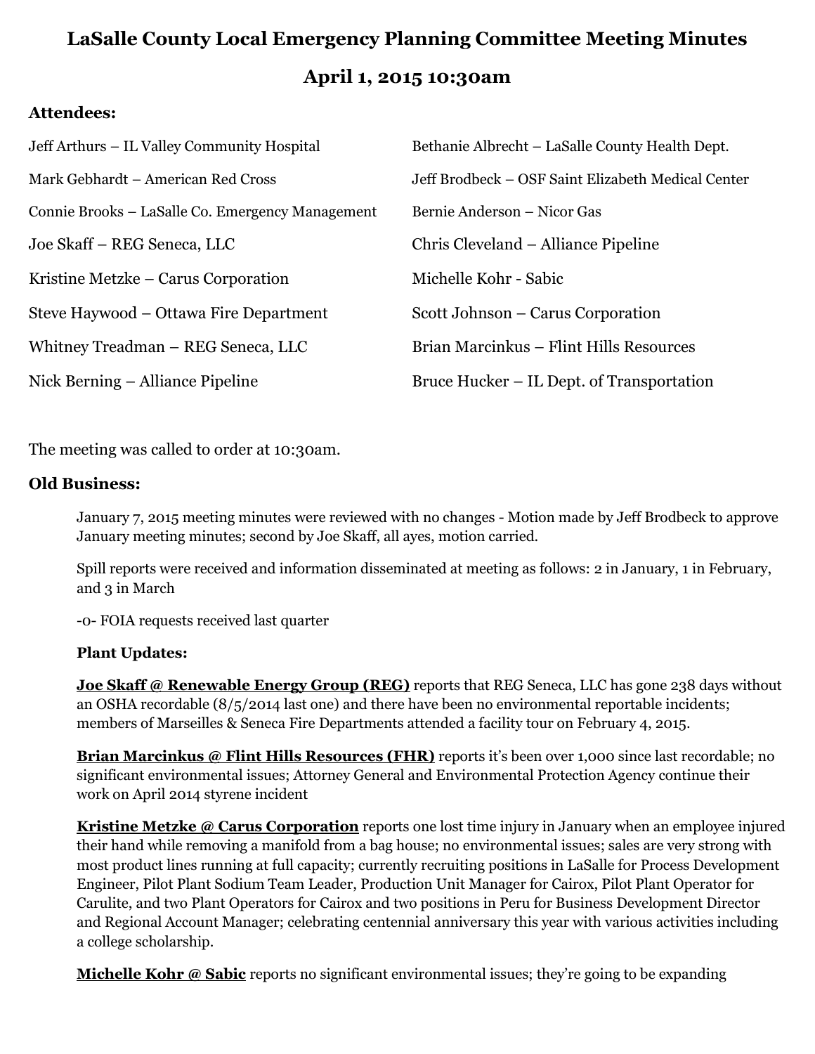# LaSalle County Local Emergency Planning Committee Meeting Minutes

## April 1, 2015 10:30am

### Attendees:

Jeff Arthurs – IL Valley Community Hospital

Mark Gebhardt – American Red Cross

Connie Brooks – LaSalle Co. Emergency Management

Joe Skaff – REG Seneca, LLC

Kristine Metzke – Carus Corporation

Steve Haywood – Ottawa Fire Department

Whitney Treadman – REG Seneca, LLC

Nick Berning – Alliance Pipeline

Bethanie Albrecht – LaSalle County Health Dept.

Jeff Brodbeck – OSF Saint Elizabeth Medical Center

Bernie Anderson – Nicor Gas

Chris Cleveland – Alliance Pipeline

Michelle Kohr - Sabic

Scott Johnson – Carus Corporation

Brian Marcinkus – Flint Hills Resources

Bruce Hucker – IL Dept. of Transportation

The meeting was called to order at 10:30am.

### Old Business:

January 7, 2015 meeting minutes were reviewed with no changes - Motion made by Jeff Brodbeck to approve January meeting minutes; second by Joe Skaff, all ayes, motion carried.

Spill reports were received and information disseminated at meeting as follows: 2 in January, 1 in February, and 3 in March

-0- FOIA requests received last quarter

**Plant Updates:**

**Joe Skaff @ Renewable Energy Group (REG)** reports that REG Seneca, LLC has gone 238 days without an OSHA recordable (8/5/2014 last one) and there have been no environmental reportable incidents; members of Marseilles & Seneca Fire Departments attended a facility tour on February 4, 2015.

**Brian Marcinkus @ Flint Hills Resources (FHR)** reports it's been over 1,000 since last recordable; no significant environmental issues; Attorney General and Environmental Protection Agency continue their work on April 2014 styrene incident

**Kristine Metzke @ Carus Corporation** reports one lost time injury in January when an employee injured their hand while removing a manifold from a bag house; no environmental issues; sales are very strong with most product lines running at full capacity; currently recruiting positions in LaSalle for Process Development Engineer, Pilot Plant Sodium Team Leader, Production Unit Manager for Cairox, Pilot Plant Operator for Carulite, and two Plant Operators for Cairox and two positions in Peru for Business Development Director and Regional Account Manager; celebrating centennial anniversary this year with various activities including a college scholarship.

**Michelle Kohr @ Sabic** reports no significant environmental issues; they're going to be expanding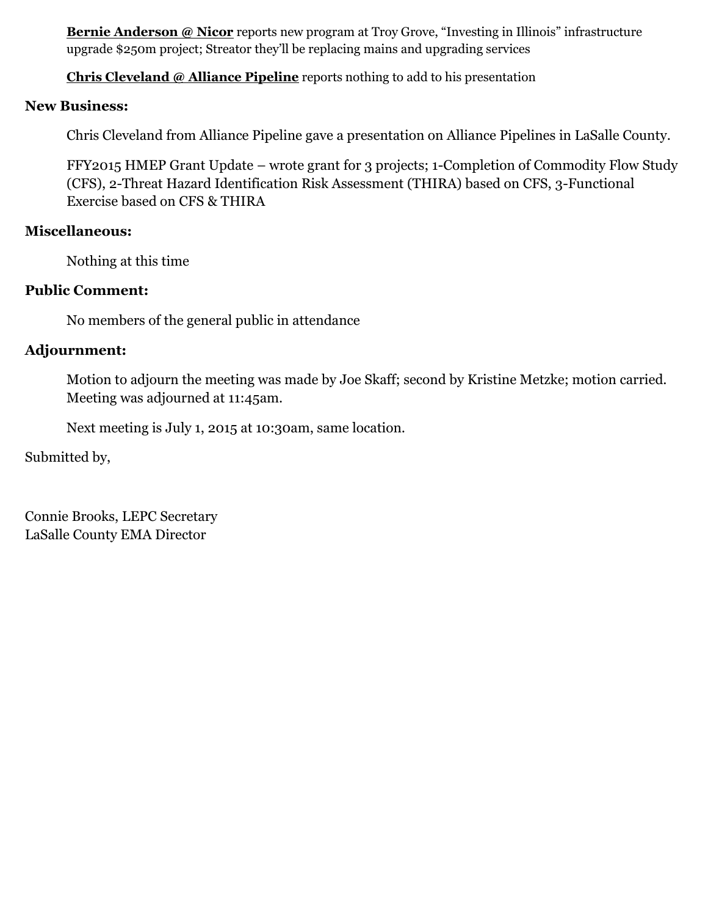**Bernie Anderson @ Nicor** reports new program at Troy Grove, "Investing in Illinois" infrastructure upgrade $250m project; Streator they'll be replacing mains and upgrading services

**Chris Cleveland @ Alliance Pipeline** reports nothing to add to his presentation

**New Business:**

Chris Cleveland from Alliance Pipeline gave a presentation on Alliance Pipelines in LaSalle County.

FFY2015 HMEP Grant Update – wrote grant for 3 projects; 1-Completion of Commodity Flow Study (CFS), 2-Threat Hazard Identification Risk Assessment (THIRA) based on CFS, 3-Functional Exercise based on CFS & THIRA

**Miscellaneous:**

Nothing at this time

**Public Comment:**

No members of the general public in attendance

**Adjournment:**

Motion to adjourn the meeting was made by Joe Skaff; second by Kristine Metzke; motion carried. Meeting was adjourned at 11:45am.

Next meeting is July 1, 2015 at 10:30am, same location.

Submitted by,

Connie Brooks, LEPC Secretary
LaSalle County EMA Director